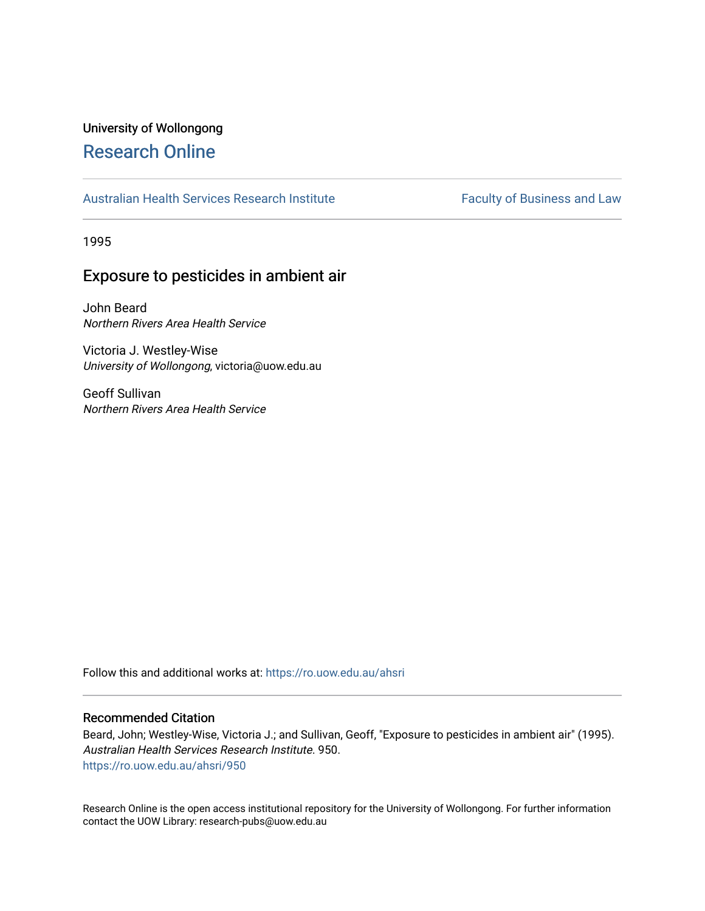University of Wollongong

# Research Online

Australian Health Services Research Institute | Faculty of Business and Law

1995

## Exposure to pesticides in ambient air

John Beard
*Northern Rivers Area Health Service*

Victoria J. Westley-Wise
*University of Wollongong*, victoria@uow.edu.au

Geoff Sullivan
*Northern Rivers Area Health Service*

Follow this and additional works at: https://ro.uow.edu.au/ahsri

### Recommended Citation

Beard, John; Westley-Wise, Victoria J.; and Sullivan, Geoff, "Exposure to pesticides in ambient air" (1995). *Australian Health Services Research Institute*. 950.
https://ro.uow.edu.au/ahsri/950

Research Online is the open access institutional repository for the University of Wollongong. For further information contact the UOW Library: research-pubs@uow.edu.au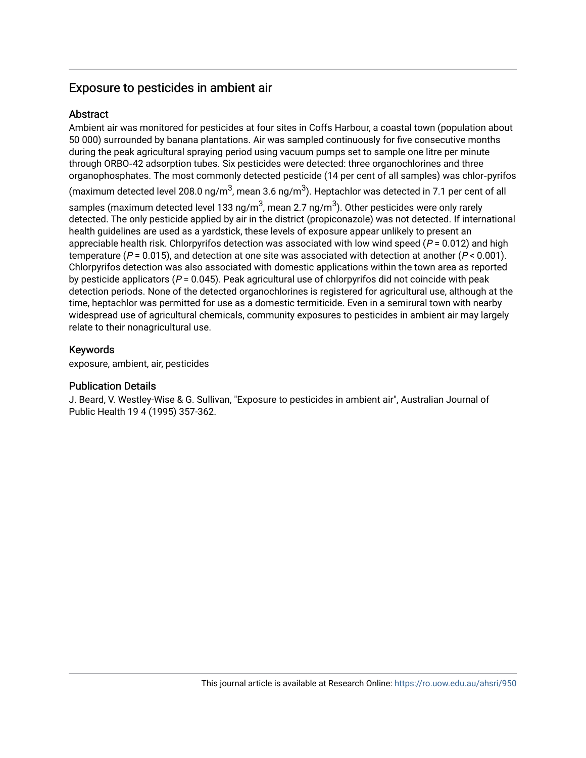## Exposure to pesticides in ambient air

### Abstract

Ambient air was monitored for pesticides at four sites in Coffs Harbour, a coastal town (population about 50 000) surrounded by banana plantations. Air was sampled continuously for five consecutive months during the peak agricultural spraying period using vacuum pumps set to sample one litre per minute through ORBO-42 adsorption tubes. Six pesticides were detected: three organochlorines and three organophosphates. The most commonly detected pesticide (14 per cent of all samples) was chlor-pyrifos (maximum detected level 208.0 ng/$m^3$, mean 3.6 ng/$m^3$). Heptachlor was detected in 7.1 per cent of all samples (maximum detected level 133 ng/$m^3$, mean 2.7 ng/$m^3$). Other pesticides were only rarely detected. The only pesticide applied by air in the district (propiconazole) was not detected. If international health guidelines are used as a yardstick, these levels of exposure appear unlikely to present an appreciable health risk. Chlorpyrifos detection was associated with low wind speed ($P = 0.012$) and high temperature ($P = 0.015$), and detection at one site was associated with detection at another ($P < 0.001$). Chlorpyrifos detection was also associated with domestic applications within the town area as reported by pesticide applicators ($P = 0.045$). Peak agricultural use of chlorpyrifos did not coincide with peak detection periods. None of the detected organochlorines is registered for agricultural use, although at the time, heptachlor was permitted for use as a domestic termiticide. Even in a semirural town with nearby widespread use of agricultural chemicals, community exposures to pesticides in ambient air may largely relate to their nonagricultural use.

### Keywords

exposure, ambient, air, pesticides

### Publication Details

J. Beard, V. Westley-Wise & G. Sullivan, "Exposure to pesticides in ambient air", Australian Journal of Public Health 19 4 (1995) 357-362.

This journal article is available at Research Online: https://ro.uow.edu.au/ahsri/950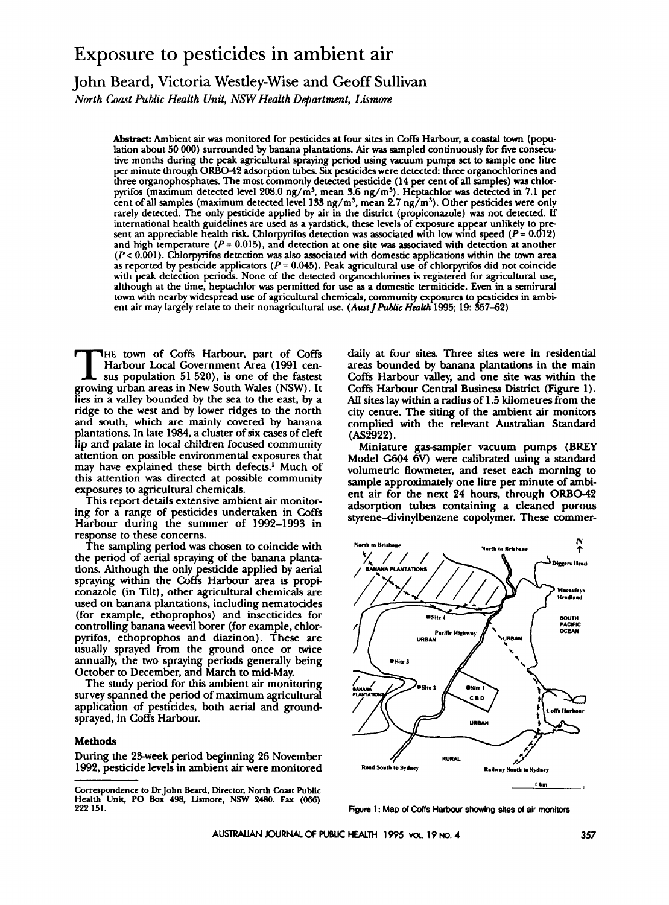# Exposure to pesticides in ambient air

## John Beard, Victoria Westley-Wise and Geoff Sullivan

*North Coast Public Health Unit, NSW Health Department, Lismore*

**Abstract:** Ambient air was monitored for pesticides at four sites in Coffs Harbour, a coastal town (population about 50 000) surrounded by banana plantations. Air was sampled continuously for five consecutive months during the peak agricultural spraying period using vacuum pumps set to sample one litre per minute through ORBO-42 adsorption tubes. Six pesticides were detected: three organochlorines and three organophosphates. The most commonly detected pesticide (14 per cent of all samples) was chlorpyrifos (maximum detected level 208.0 ng/m$^3$, mean 3.6 ng/m$^3$). Heptachlor was detected in 7.1 per cent of all samples (maximum detected level 133 ng/m$^3$, mean 2.7 ng/m$^3$). Other pesticides were only rarely detected. The only pesticide applied by air in the district (propiconazole) was not detected. If international health guidelines are used as a yardstick, these levels of exposure appear unlikely to present an appreciable health risk. Chlorpyrifos detection was associated with low wind speed ($P = 0.012$) and high temperature ($P = 0.015$), and detection at one site was associated with detection at another ($P < 0.001$). Chlorpyrifos detection was also associated with domestic applications within the town area as reported by pesticide applicators ($P = 0.045$). Peak agricultural use of chlorpyrifos did not coincide with peak detection periods. None of the detected organochlorines is registered for agricultural use, although at the time, heptachlor was permitted for use as a domestic termiticide. Even in a semirural town with nearby widespread use of agricultural chemicals, community exposures to pesticides in ambient air may largely relate to their nonagricultural use. (*Aust J Public Health* 1995; 19: 357–62)

The town of Coffs Harbour, part of Coffs Harbour Local Government Area (1991 census population 51 520), is one of the fastest growing urban areas in New South Wales (NSW). It lies in a valley bounded by the sea to the east, by a ridge to the west and by lower ridges to the north and south, which are mainly covered by banana plantations. In late 1984, a cluster of six cases of cleft lip and palate in local children focused community attention on possible environmental exposures that may have explained these birth defects.[1] Much of this attention was directed at possible community exposures to agricultural chemicals.

This report details extensive ambient air monitoring for a range of pesticides undertaken in Coffs Harbour during the summer of 1992–1993 in response to these concerns.

The sampling period was chosen to coincide with the period of aerial spraying of the banana plantations. Although the only pesticide applied by aerial spraying within the Coffs Harbour area is propiconazole (in Tilt), other agricultural chemicals are used on banana plantations, including nematocides (for example, ethoprophos) and insecticides for controlling banana weevil borer (for example, chlorpyrifos, ethoprophos and diazinon). These are usually sprayed from the ground once or twice annually, the two spraying periods generally being October to December, and March to mid-May.

The study period for this ambient air monitoring survey spanned the period of maximum agricultural application of pesticides, both aerial and ground-sprayed, in Coffs Harbour.

### Methods

During the 23-week period beginning 26 November 1992, pesticide levels in ambient air were monitored daily at four sites. Three sites were in residential areas bounded by banana plantations in the main Coffs Harbour valley, and one site was within the Coffs Harbour Central Business District (Figure 1). All sites lay within a radius of 1.5 kilometres from the city centre. The siting of the ambient air monitors complied with the relevant Australian Standard (AS2922).

Miniature gas-sampler vacuum pumps (BREY Model G604 6V) were calibrated using a standard volumetric flowmeter, and reset each morning to sample approximately one litre per minute of ambient air for the next 24 hours, through ORBO-42 adsorption tubes containing a cleaned porous styrene–divinylbenzene copolymer. These commer-

Figure 1: Map of Coffs Harbour showing sites of air monitors

Correspondence to Dr John Beard, Director, North Coast Public Health Unit, PO Box 498, Lismore, NSW 2480. Fax (066) 222 151.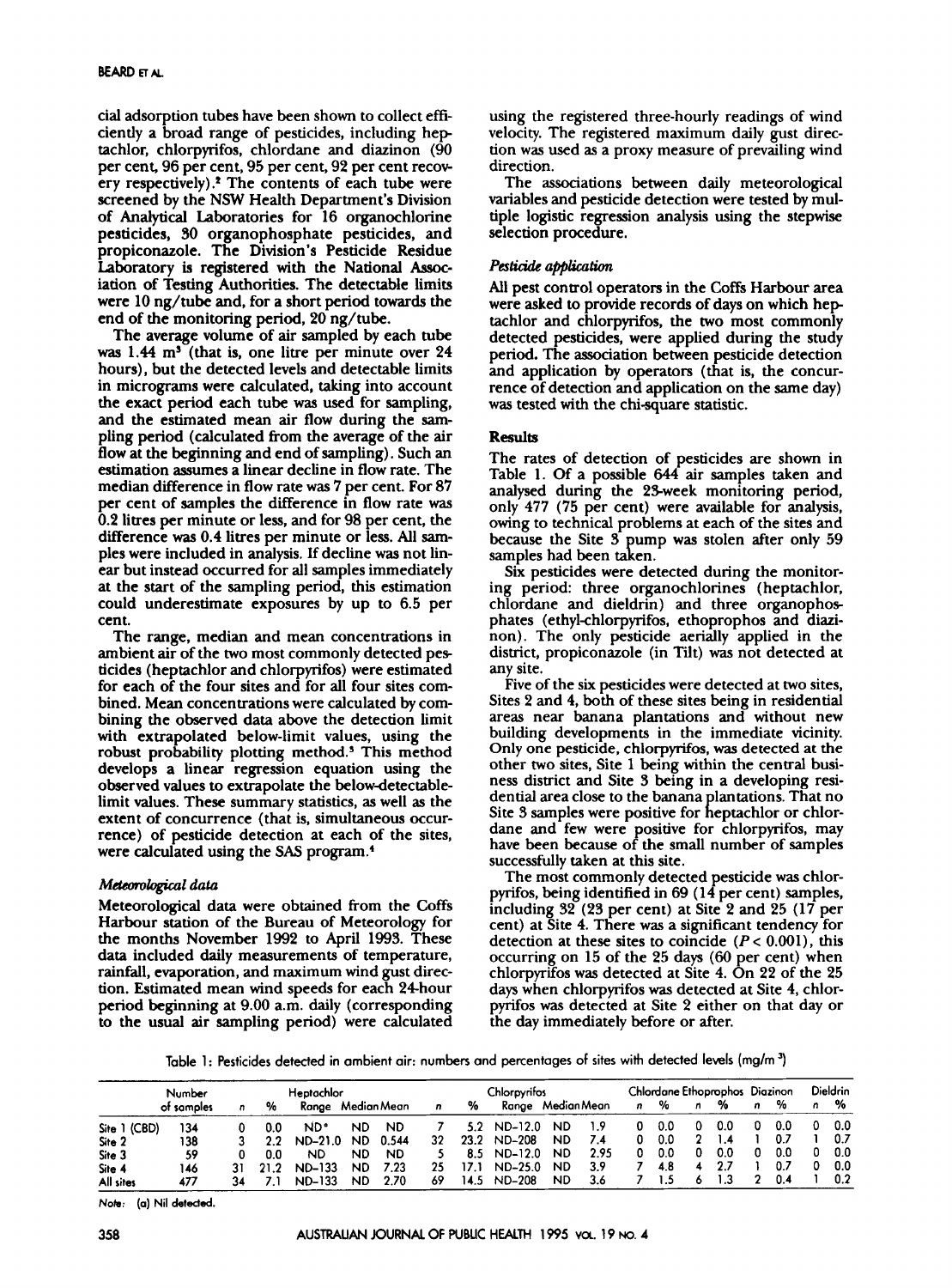cial adsorption tubes have been shown to collect efficiently a broad range of pesticides, including heptachlor, chlorpyrifos, chlordane and diazinon (90 per cent, 96 per cent, 95 per cent, 92 per cent recovery respectively).[2] The contents of each tube were screened by the NSW Health Department's Division of Analytical Laboratories for 16 organochlorine pesticides, 30 organophosphate pesticides, and propiconazole. The Division's Pesticide Residue Laboratory is registered with the National Association of Testing Authorities. The detectable limits were 10 ng/tube and, for a short period towards the end of the monitoring period, 20 ng/tube.

The average volume of air sampled by each tube was 1.44 $m^3$ (that is, one litre per minute over 24 hours), but the detected levels and detectable limits in micrograms were calculated, taking into account the exact period each tube was used for sampling, and the estimated mean air flow during the sampling period (calculated from the average of the air flow at the beginning and end of sampling). Such an estimation assumes a linear decline in flow rate. The median difference in flow rate was 7 per cent. For 87 per cent of samples the difference in flow rate was 0.2 litres per minute or less, and for 98 per cent, the difference was 0.4 litres per minute or less. All samples were included in analysis. If decline was not linear but instead occurred for all samples immediately at the start of the sampling period, this estimation could underestimate exposures by up to 6.5 per cent.

The range, median and mean concentrations in ambient air of the two most commonly detected pesticides (heptachlor and chlorpyrifos) were estimated for each of the four sites and for all four sites combined. Mean concentrations were calculated by combining the observed data above the detection limit with extrapolated below-limit values, using the robust probability plotting method.[3] This method develops a linear regression equation using the observed values to extrapolate the below-detectable-limit values. These summary statistics, as well as the extent of concurrence (that is, simultaneous occurrence) of pesticide detection at each of the sites, were calculated using the SAS program.[4]

### *Meteorological data*

Meteorological data were obtained from the Coffs Harbour station of the Bureau of Meteorology for the months November 1992 to April 1993. These data included daily measurements of temperature, rainfall, evaporation, and maximum wind gust direction. Estimated mean wind speeds for each 24-hour period beginning at 9.00 a.m. daily (corresponding to the usual air sampling period) were calculated using the registered three-hourly readings of wind velocity. The registered maximum daily gust direction was used as a proxy measure of prevailing wind direction.

The associations between daily meteorological variables and pesticide detection were tested by multiple logistic regression analysis using the stepwise selection procedure.

### *Pesticide application*

All pest control operators in the Coffs Harbour area were asked to provide records of days on which heptachlor and chlorpyrifos, the two most commonly detected pesticides, were applied during the study period. The association between pesticide detection and application by operators (that is, the concurrence of detection and application on the same day) was tested with the chi-square statistic.

## Results

The rates of detection of pesticides are shown in Table 1. Of a possible 644 air samples taken and analysed during the 23-week monitoring period, only 477 (75 per cent) were available for analysis, owing to technical problems at each of the sites and because the Site 3 pump was stolen after only 59 samples had been taken.

Six pesticides were detected during the monitoring period: three organochlorines (heptachlor, chlordane and dieldrin) and three organophosphates (ethyl-chlorpyrifos, ethoprophos and diazinon). The only pesticide aerially applied in the district, propiconazole (in Tilt) was not detected at any site.

Five of the six pesticides were detected at two sites, Sites 2 and 4, both of these sites being in residential areas near banana plantations and without new building developments in the immediate vicinity. Only one pesticide, chlorpyrifos, was detected at the other two sites, Site 1 being within the central business district and Site 3 being in a developing residential area close to the banana plantations. That no Site 3 samples were positive for heptachlor or chlordane and few were positive for chlorpyrifos, may have been because of the small number of samples successfully taken at this site.

The most commonly detected pesticide was chlorpyrifos, being identified in 69 (14 per cent) samples, including 32 (23 per cent) at Site 2 and 25 (17 per cent) at Site 4. There was a significant tendency for detection at these sites to coincide ($P < 0.001$), this occurring on 15 of the 25 days (60 per cent) when chlorpyrifos was detected at Site 4. On 22 of the 25 days when chlorpyrifos was detected at Site 4, chlorpyrifos was detected at Site 2 either on that day or the day immediately before or after.

Table 1: Pesticides detected in ambient air: numbers and percentages of sites with detected levels (mg/m$^3$)

| | Number of samples | Heptachlor | | | | | Chlorpyrifos | | | | | Chlordane | | Ethoprophos | | Diazinon | | Dieldrin | |
|---|---|---|---|---|---|---|---|---|---|---|---|---|---|---|---|---|---|---|---|
| | | n | % | Range | Median | Mean | n | % | Range | Median | Mean | n | % | n | % | n | % | n | % |
| Site 1 (CBD) | 134 | 0 | 0.0 | ND[a] | ND | ND | 7 | 5.2 | ND–12.0 | ND | 1.9 | 0 | 0.0 | 0 | 0.0 | 0 | 0.0 | 0 | 0.0 |
| Site 2 | 138 | 3 | 2.2 | ND–21.0 | ND | 0.544 | 32 | 23.2 | ND–208 | ND | 7.4 | 0 | 0.0 | 2 | 1.4 | 1 | 0.7 | 1 | 0.7 |
| Site 3 | 59 | 0 | 0.0 | ND | ND | ND | 5 | 8.5 | ND–12.0 | ND | 2.95 | 0 | 0.0 | 0 | 0.0 | 0 | 0.0 | 0 | 0.0 |
| Site 4 | 146 | 31 | 21.2 | ND–133 | ND | 7.23 | 25 | 17.1 | ND–25.0 | ND | 3.9 | 7 | 4.8 | 4 | 2.7 | 1 | 0.7 | 0 | 0.0 |
| All sites | 477 | 34 | 7.1 | ND–133 | ND | 2.70 | 69 | 14.5 | ND–208 | ND | 3.6 | 7 | 1.5 | 6 | 1.3 | 2 | 0.4 | 1 | 0.2 |

Note: (a) Nil detected.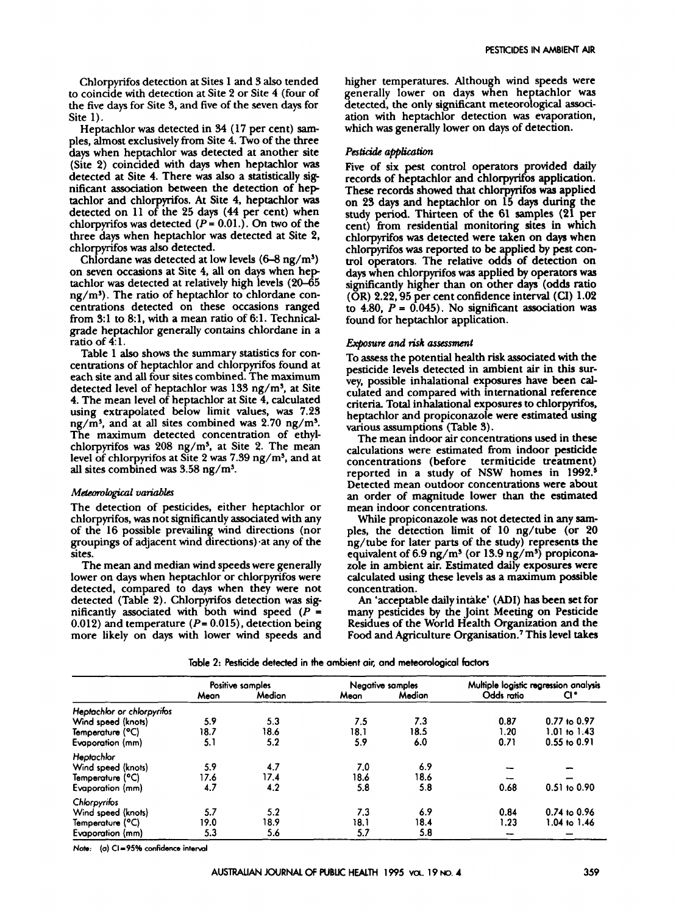Chlorpyrifos detection at Sites 1 and 3 also tended to coincide with detection at Site 2 or Site 4 (four of the five days for Site 3, and five of the seven days for Site 1).

Heptachlor was detected in 34 (17 per cent) samples, almost exclusively from Site 4. Two of the three days when heptachlor was detected at another site (Site 2) coincided with days when heptachlor was detected at Site 4. There was also a statistically significant association between the detection of heptachlor and chlorpyrifos. At Site 4, heptachlor was detected on 11 of the 25 days (44 per cent) when chlorpyrifos was detected ($P = 0.01$.). On two of the three days when heptachlor was detected at Site 2, chlorpyrifos was also detected.

Chlordane was detected at low levels (6–8 ng/m$^3$) on seven occasions at Site 4, all on days when heptachlor was detected at relatively high levels (20–65 ng/m$^3$). The ratio of heptachlor to chlordane concentrations detected on these occasions ranged from 3:1 to 8:1, with a mean ratio of 6:1. Technical-grade heptachlor generally contains chlordane in a ratio of 4:1.

Table 1 also shows the summary statistics for concentrations of heptachlor and chlorpyrifos found at each site and all four sites combined. The maximum detected level of heptachlor was 133 ng/m$^3$, at Site 4. The mean level of heptachlor at Site 4, calculated using extrapolated below limit values, was 7.23 ng/m$^3$, and at all sites combined was 2.70 ng/m$^3$. The maximum detected concentration of ethyl-chlorpyrifos was 208 ng/m$^3$, at Site 2. The mean level of chlorpyrifos at Site 2 was 7.39 ng/m$^3$, and at all sites combined was 3.58 ng/m$^3$.

### *Meteorological variables*

The detection of pesticides, either heptachlor or chlorpyrifos, was not significantly associated with any of the 16 possible prevailing wind directions (nor groupings of adjacent wind directions) at any of the sites.

The mean and median wind speeds were generally lower on days when heptachlor or chlorpyrifos were detected, compared to days when they were not detected (Table 2). Chlorpyrifos detection was significantly associated with both wind speed ($P = 0.012$) and temperature ($P = 0.015$), detection being more likely on days with lower wind speeds and higher temperatures. Although wind speeds were generally lower on days when heptachlor was detected, the only significant meteorological association with heptachlor detection was evaporation, which was generally lower on days of detection.

### *Pesticide application*

Five of six pest control operators provided daily records of heptachlor and chlorpyrifos application. These records showed that chlorpyrifos was applied on 23 days and heptachlor on 15 days during the study period. Thirteen of the 61 samples (21 per cent) from residential monitoring sites in which chlorpyrifos was detected were taken on days when chlorpyrifos was reported to be applied by pest control operators. The relative odds of detection on days when chlorpyrifos was applied by operators was significantly higher than on other days (odds ratio (OR) 2.22, 95 per cent confidence interval (CI) 1.02 to 4.80, $P = 0.045$). No significant association was found for heptachlor application.

### *Exposure and risk assessment*

To assess the potential health risk associated with the pesticide levels detected in ambient air in this survey, possible inhalational exposures have been calculated and compared with international reference criteria. Total inhalational exposures to chlorpyrifos, heptachlor and propiconazole were estimated using various assumptions (Table 3).

The mean indoor air concentrations used in these calculations were estimated from indoor pesticide concentrations (before termiticide treatment) reported in a study of NSW homes in 1992.[5] Detected mean outdoor concentrations were about an order of magnitude lower than the estimated mean indoor concentrations.

While propiconazole was not detected in any samples, the detection limit of 10 ng/tube (or 20 ng/tube for later parts of the study) represents the equivalent of 6.9 ng/m$^3$ (or 13.9 ng/m$^3$) propiconazole in ambient air. Estimated daily exposures were calculated using these levels as a maximum possible concentration.

An 'acceptable daily intake' (ADI) has been set for many pesticides by the Joint Meeting on Pesticide Residues of the World Health Organization and the Food and Agriculture Organisation.[7] This level takes

Table 2: Pesticide detected in the ambient air, and meteorological factors

| | Positive samples | | Negative samples | | Multiple logistic regression analysis | |
|---|---|---|---|---|---|---|
| | Mean | Median | Mean | Median | Odds ratio | CI[a] |
| *Heptachlor or chlorpyrifos* | | | | | | |
| Wind speed (knots) | 5.9 | 5.3 | 7.5 | 7.3 | 0.87 | 0.77 to 0.97 |
| Temperature (°C) | 18.7 | 18.6 | 18.1 | 18.5 | 1.20 | 1.01 to 1.43 |
| Evaporation (mm) | 5.1 | 5.2 | 5.9 | 6.0 | 0.71 | 0.55 to 0.91 |
| *Heptachlor* | | | | | | |
| Wind speed (knots) | 5.9 | 4.7 | 7.0 | 6.9 | — | — |
| Temperature (°C) | 17.6 | 17.4 | 18.6 | 18.6 | — | — |
| Evaporation (mm) | 4.7 | 4.2 | 5.8 | 5.8 | 0.68 | 0.51 to 0.90 |
| *Chlorpyrifos* | | | | | | |
| Wind speed (knots) | 5.7 | 5.2 | 7.3 | 6.9 | 0.84 | 0.74 to 0.96 |
| Temperature (°C) | 19.0 | 18.9 | 18.1 | 18.4 | 1.23 | 1.04 to 1.46 |
| Evaporation (mm) | 5.3 | 5.6 | 5.7 | 5.8 | — | — |

Note: (a) CI = 95% confidence interval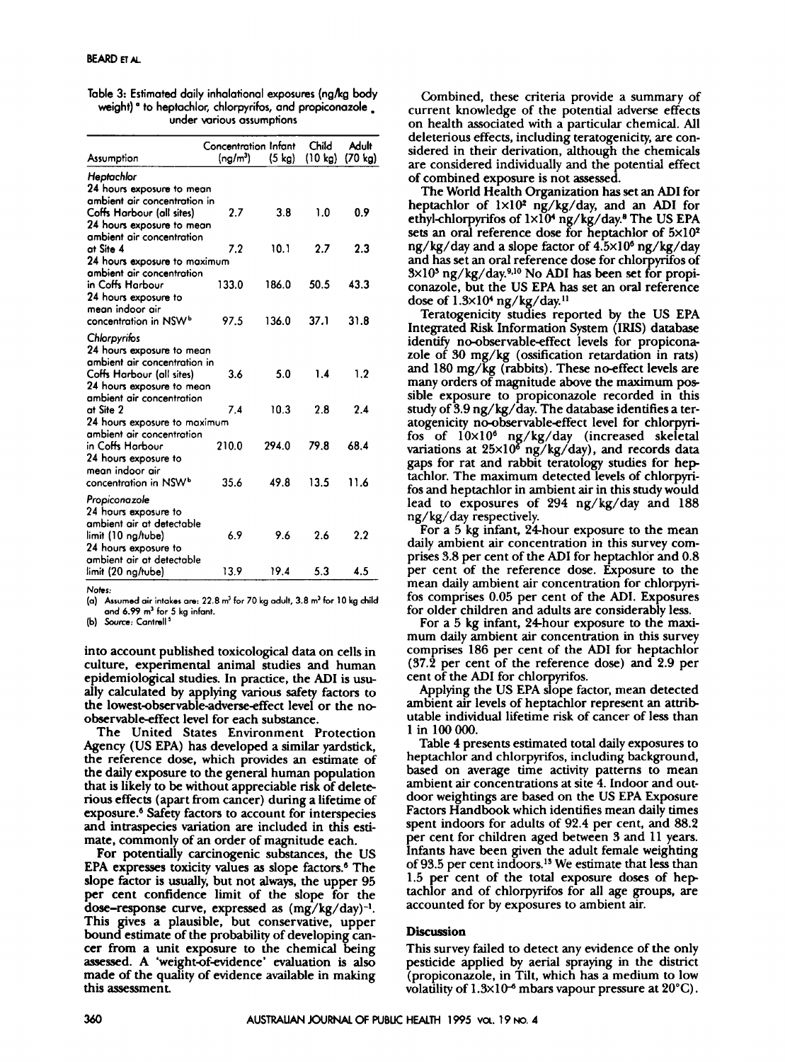Table 3: Estimated daily inhalational exposures (ng/kg body weight)[a] to heptachlor, chlorpyrifos, and propiconazole under various assumptions

| Assumption | Concentration ($ng/m^3$) | Infant (5 kg) | Child (10 kg) | Adult (70 kg) |
|---|---|---|---|---|
| *Heptachlor* | | | | |
| 24 hours exposure to mean ambient air concentration in Coffs Harbour (all sites) | 2.7 | 3.8 | 1.0 | 0.9 |
| 24 hours exposure to mean ambient air concentration at Site 4 | 7.2 | 10.1 | 2.7 | 2.3 |
| 24 hours exposure to maximum ambient air concentration in Coffs Harbour | 133.0 | 186.0 | 50.5 | 43.3 |
| 24 hours exposure to mean indoor air concentration in NSW[b] | 97.5 | 136.0 | 37.1 | 31.8 |
| *Chlorpyrifos* | | | | |
| 24 hours exposure to mean ambient air concentration in Coffs Harbour (all sites) | 3.6 | 5.0 | 1.4 | 1.2 |
| 24 hours exposure to mean ambient air concentration at Site 2 | 7.4 | 10.3 | 2.8 | 2.4 |
| 24 hours exposure to maximum ambient air concentration in Coffs Harbour | 210.0 | 294.0 | 79.8 | 68.4 |
| 24 hours exposure to mean indoor air concentration in NSW[b] | 35.6 | 49.8 | 13.5 | 11.6 |
| *Propiconazole* | | | | |
| 24 hours exposure to ambient air at detectable limit (10 ng/tube) | 6.9 | 9.6 | 2.6 | 2.2 |
| 24 hours exposure to ambient air at detectable limit (20 ng/tube) | 13.9 | 19.4 | 5.3 | 4.5 |

Notes:

(a) Assumed air intakes are: 22.8 $m^3$ for 70 kg adult, 3.8 $m^3$ for 10 kg child and 6.99 $m^3$ for 5 kg infant.

(b) Source: Cantrell[5]

into account published toxicological data on cells in culture, experimental animal studies and human epidemiological studies. In practice, the ADI is usually calculated by applying various safety factors to the lowest-observable-adverse-effect level or the no-observable-effect level for each substance.

The United States Environment Protection Agency (US EPA) has developed a similar yardstick, the reference dose, which provides an estimate of the daily exposure to the general human population that is likely to be without appreciable risk of deleterious effects (apart from cancer) during a lifetime of exposure.[6] Safety factors to account for interspecies and intraspecies variation are included in this estimate, commonly of an order of magnitude each.

For potentially carcinogenic substances, the US EPA expresses toxicity values as slope factors.[6] The slope factor is usually, but not always, the upper 95 per cent confidence limit of the slope for the dose–response curve, expressed as $(mg/kg/day)^{-1}$. This gives a plausible, but conservative, upper bound estimate of the probability of developing cancer from a unit exposure to the chemical being assessed. A 'weight-of-evidence' evaluation is also made of the quality of evidence available in making this assessment.

Combined, these criteria provide a summary of current knowledge of the potential adverse effects on health associated with a particular chemical. All deleterious effects, including teratogenicity, are considered in their derivation, although the chemicals are considered individually and the potential effect of combined exposure is not assessed.

The World Health Organization has set an ADI for heptachlor of $1\times10^2$ ng/kg/day, and an ADI for ethyl-chlorpyrifos of $1\times10^4$ ng/kg/day.[8] The US EPA sets an oral reference dose for heptachlor of $5\times10^2$ ng/kg/day and a slope factor of $4.5\times10^6$ ng/kg/day and has set an oral reference dose for chlorpyrifos of $3\times10^3$ ng/kg/day.[9,10] No ADI has been set for propiconazole, but the US EPA has set an oral reference dose of $1.3\times10^4$ ng/kg/day.[11]

Teratogenicity studies reported by the US EPA Integrated Risk Information System (IRIS) database identify no-observable-effect levels for propiconazole of 30 mg/kg (ossification retardation in rats) and 180 mg/kg (rabbits). These no-effect levels are many orders of magnitude above the maximum possible exposure to propiconazole recorded in this study of 3.9 ng/kg/day. The database identifies a teratogenicity no-observable-effect level for chlorpyrifos of $10\times10^6$ ng/kg/day (increased skeletal variations at $25\times10^6$ ng/kg/day), and records data gaps for rat and rabbit teratology studies for heptachlor. The maximum detected levels of chlorpyrifos and heptachlor in ambient air in this study would lead to exposures of 294 ng/kg/day and 188 ng/kg/day respectively.

For a 5 kg infant, 24-hour exposure to the mean daily ambient air concentration in this survey comprises 3.8 per cent of the ADI for heptachlor and 0.8 per cent of the reference dose. Exposure to the mean daily ambient air concentration for chlorpyrifos comprises 0.05 per cent of the ADI. Exposures for older children and adults are considerably less.

For a 5 kg infant, 24-hour exposure to the maximum daily ambient air concentration in this survey comprises 186 per cent of the ADI for heptachlor (37.2 per cent of the reference dose) and 2.9 per cent of the ADI for chlorpyrifos.

Applying the US EPA slope factor, mean detected ambient air levels of heptachlor represent an attributable individual lifetime risk of cancer of less than 1 in 100 000.

Table 4 presents estimated total daily exposures to heptachlor and chlorpyrifos, including background, based on average time activity patterns to mean ambient air concentrations at site 4. Indoor and outdoor weightings are based on the US EPA Exposure Factors Handbook which identifies mean daily times spent indoors for adults of 92.4 per cent, and 88.2 per cent for children aged between 3 and 11 years. Infants have been given the adult female weighting of 93.5 per cent indoors.[13] We estimate that less than 1.5 per cent of the total exposure doses of heptachlor and of chlorpyrifos for all age groups, are accounted for by exposures to ambient air.

## Discussion

This survey failed to detect any evidence of the only pesticide applied by aerial spraying in the district (propiconazole, in Tilt, which has a medium to low volatility of $1.3\times10^{-6}$ mbars vapour pressure at 20°C).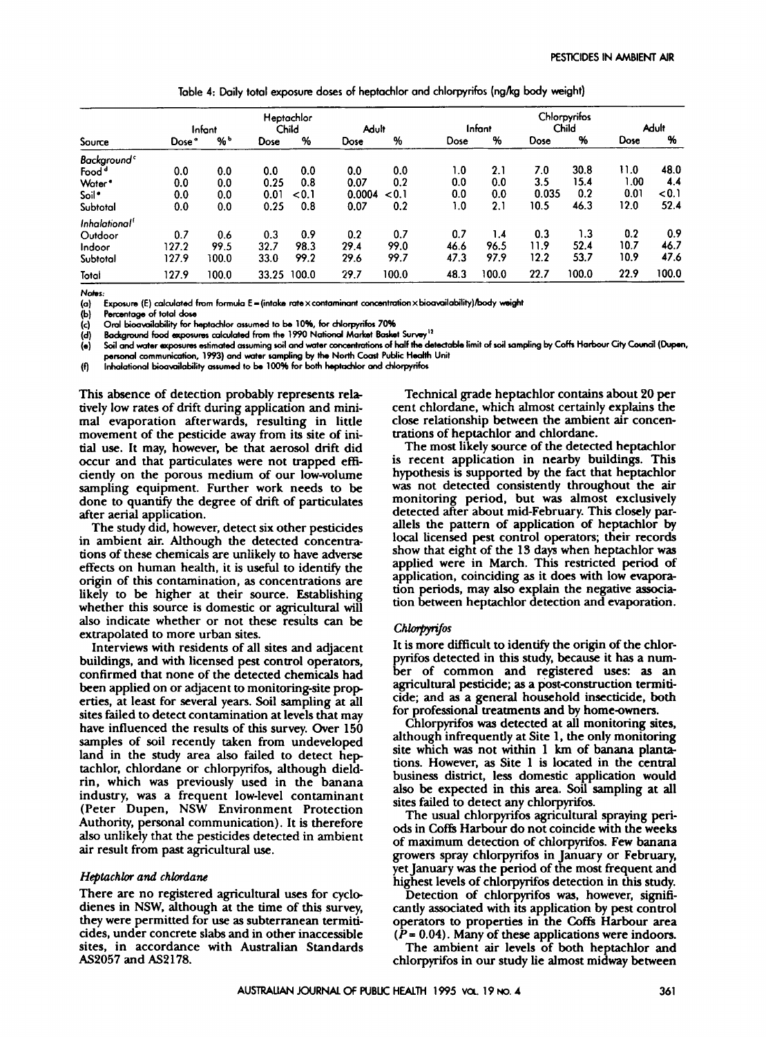Table 4: Daily total exposure doses of heptachlor and chlorpyrifos (ng/kg body weight)

| | Heptachlor | | | | | | Chlorpyrifos | | | | | |
|---|---|---|---|---|---|---|---|---|---|---|---|---|
| | Infant | | Child | | Adult | | Infant | | Child | | Adult | |
| Source | Dose[a] | %[b] | Dose | % | Dose | % | Dose | % | Dose | % | Dose | % |
| *Background*[c] | | | | | | | | | | | | |
| Food[d] | 0.0 | 0.0 | 0.0 | 0.0 | 0.0 | 0.0 | 1.0 | 2.1 | 7.0 | 30.8 | 11.0 | 48.0 |
| Water[e] | 0.0 | 0.0 | 0.25 | 0.8 | 0.07 | 0.2 | 0.0 | 0.0 | 3.5 | 15.4 | 1.00 | 4.4 |
| Soil[e] | 0.0 | 0.0 | 0.01 | <0.1 | 0.0004 | <0.1 | 0.0 | 0.0 | 0.035 | 0.2 | 0.01 | <0.1 |
| Subtotal | 0.0 | 0.0 | 0.25 | 0.8 | 0.07 | 0.2 | 1.0 | 2.1 | 10.5 | 46.3 | 12.0 | 52.4 |
| *Inhalational*[f] | | | | | | | | | | | | |
| Outdoor | 0.7 | 0.6 | 0.3 | 0.9 | 0.2 | 0.7 | 0.7 | 1.4 | 0.3 | 1.3 | 0.2 | 0.9 |
| Indoor | 127.2 | 99.5 | 32.7 | 98.3 | 29.4 | 99.0 | 46.6 | 96.5 | 11.9 | 52.4 | 10.7 | 46.7 |
| Subtotal | 127.9 | 100.0 | 33.0 | 99.2 | 29.6 | 99.7 | 47.3 | 97.9 | 12.2 | 53.7 | 10.9 | 47.6 |
| Total | 127.9 | 100.0 | 33.25 | 100.0 | 29.7 | 100.0 | 48.3 | 100.0 | 22.7 | 100.0 | 22.9 | 100.0 |

*Notes:*
(a) Exposure (E) calculated from formula E = (intake rate × contaminant concentration × bioavailability)/body weight
(b) Percentage of total dose
(c) Oral bioavailability for heptachlor assumed to be 10%, for chlorpyrifos 70%
(d) Background food exposures calculated from the 1990 National Market Basket Survey[12]
(e) Soil and water exposures estimated assuming soil and water concentrations of half the detectable limit of soil sampling by Coffs Harbour City Council (Dupen, personal communication, 1993) and water sampling by the North Coast Public Health Unit
(f) Inhalational bioavailability assumed to be 100% for both heptachlor and chlorpyrifos

This absence of detection probably represents relatively low rates of drift during application and minimal evaporation afterwards, resulting in little movement of the pesticide away from its site of initial use. It may, however, be that aerosol drift did occur and that particulates were not trapped efficiently on the porous medium of our low-volume sampling equipment. Further work needs to be done to quantify the degree of drift of particulates after aerial application.

The study did, however, detect six other pesticides in ambient air. Although the detected concentrations of these chemicals are unlikely to have adverse effects on human health, it is useful to identify the origin of this contamination, as concentrations are likely to be higher at their source. Establishing whether this source is domestic or agricultural will also indicate whether or not these results can be extrapolated to more urban sites.

Interviews with residents of all sites and adjacent buildings, and with licensed pest control operators, confirmed that none of the detected chemicals had been applied on or adjacent to monitoring-site properties, at least for several years. Soil sampling at all sites failed to detect contamination at levels that may have influenced the results of this survey. Over 150 samples of soil recently taken from undeveloped land in the study area also failed to detect heptachlor, chlordane or chlorpyrifos, although dieldrin, which was previously used in the banana industry, was a frequent low-level contaminant (Peter Dupen, NSW Environment Protection Authority, personal communication). It is therefore also unlikely that the pesticides detected in ambient air result from past agricultural use.

### *Heptachlor and chlordane*

There are no registered agricultural uses for cyclodienes in NSW, although at the time of this survey, they were permitted for use as subterranean termiticides, under concrete slabs and in other inaccessible sites, in accordance with Australian Standards AS2057 and AS2178.

Technical grade heptachlor contains about 20 per cent chlordane, which almost certainly explains the close relationship between the ambient air concentrations of heptachlor and chlordane.

The most likely source of the detected heptachlor is recent application in nearby buildings. This hypothesis is supported by the fact that heptachlor was not detected consistently throughout the air monitoring period, but was almost exclusively detected after about mid-February. This closely parallels the pattern of application of heptachlor by local licensed pest control operators; their records show that eight of the 13 days when heptachlor was applied were in March. This restricted period of application, coinciding as it does with low evaporation periods, may also explain the negative association between heptachlor detection and evaporation.

### *Chlorpyrifos*

It is more difficult to identify the origin of the chlorpyrifos detected in this study, because it has a number of common and registered uses: as an agricultural pesticide; as a post-construction termiticide; and as a general household insecticide, both for professional treatments and by home-owners.

Chlorpyrifos was detected at all monitoring sites, although infrequently at Site 1, the only monitoring site which was not within 1 km of banana plantations. However, as Site 1 is located in the central business district, less domestic application would also be expected in this area. Soil sampling at all sites failed to detect any chlorpyrifos.

The usual chlorpyrifos agricultural spraying periods in Coffs Harbour do not coincide with the weeks of maximum detection of chlorpyrifos. Few banana growers spray chlorpyrifos in January or February, yet January was the period of the most frequent and highest levels of chlorpyrifos detection in this study.

Detection of chlorpyrifos was, however, significantly associated with its application by pest control operators to properties in the Coffs Harbour area ($P = 0.04$). Many of these applications were indoors.

The ambient air levels of both heptachlor and chlorpyrifos in our study lie almost midway between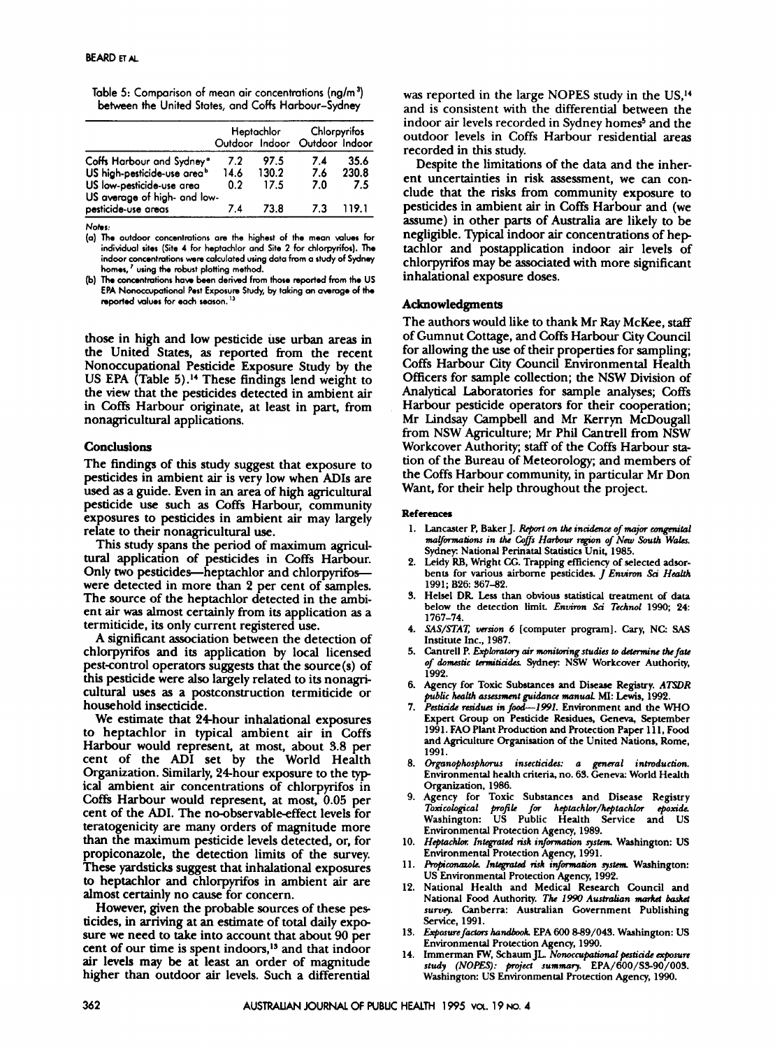Table 5: Comparison of mean air concentrations (ng/m³) between the United States, and Coffs Harbour–Sydney

| | Heptachlor | | Chlorpyrifos | |
|---|---|---|---|---|
| | Outdoor | Indoor | Outdoor | Indoor |
| Coffs Harbour and Sydney[a] | 7.2 | 97.5 | 7.4 | 35.6 |
| US high-pesticide-use area[b] | 14.6 | 130.2 | 7.6 | 230.8 |
| US low-pesticide-use area | 0.2 | 17.5 | 7.0 | 7.5 |
| US average of high- and low-pesticide-use areas | 7.4 | 73.8 | 7.3 | 119.1 |

Notes:
(a) The outdoor concentrations are the highest of the mean values for individual sites (Site 4 for heptachlor and Site 2 for chlorpyrifos). The indoor concentrations were calculated using data from a study of Sydney homes,[7] using the robust plotting method.
(b) The concentrations have been derived from those reported from the US EPA Nonoccupational Pest Exposure Study, by taking an average of the reported values for each season.[13]

those in high and low pesticide use urban areas in the United States, as reported from the recent Nonoccupational Pesticide Exposure Study by the US EPA (Table 5).[14] These findings lend weight to the view that the pesticides detected in ambient air in Coffs Harbour originate, at least in part, from nonagricultural applications.

## Conclusions

The findings of this study suggest that exposure to pesticides in ambient air is very low when ADIs are used as a guide. Even in an area of high agricultural pesticide use such as Coffs Harbour, community exposures to pesticides in ambient air may largely relate to their nonagricultural use.

This study spans the period of maximum agricultural application of pesticides in Coffs Harbour. Only two pesticides—heptachlor and chlorpyrifos—were detected in more than 2 per cent of samples. The source of the heptachlor detected in the ambient air was almost certainly from its application as a termiticide, its only current registered use.

A significant association between the detection of chlorpyrifos and its application by local licensed pest-control operators suggests that the source(s) of this pesticide were also largely related to its nonagricultural uses as a postconstruction termiticide or household insecticide.

We estimate that 24-hour inhalational exposures to heptachlor in typical ambient air in Coffs Harbour would represent, at most, about 3.8 per cent of the ADI set by the World Health Organization. Similarly, 24-hour exposure to the typical ambient air concentrations of chlorpyrifos in Coffs Harbour would represent, at most, 0.05 per cent of the ADI. The no-observable-effect levels for teratogenicity are many orders of magnitude more than the maximum pesticide levels detected, or, for propiconazole, the detection limits of the survey. These yardsticks suggest that inhalational exposures to heptachlor and chlorpyrifos in ambient air are almost certainly no cause for concern.

However, given the probable sources of these pesticides, in arriving at an estimate of total daily exposure we need to take into account that about 90 per cent of our time is spent indoors,[13] and that indoor air levels may be at least an order of magnitude higher than outdoor air levels. Such a differential was reported in the large NOPES study in the US,[14] and is consistent with the differential between the indoor air levels recorded in Sydney homes[5] and the outdoor levels in Coffs Harbour residential areas recorded in this study.

Despite the limitations of the data and the inherent uncertainties in risk assessment, we can conclude that the risks from community exposure to pesticides in ambient air in Coffs Harbour and (we assume) in other parts of Australia are likely to be negligible. Typical indoor air concentrations of heptachlor and postapplication indoor air levels of chlorpyrifos may be associated with more significant inhalational exposure doses.

## Acknowledgments

The authors would like to thank Mr Ray McKee, staff of Gumnut Cottage, and Coffs Harbour City Council for allowing the use of their properties for sampling; Coffs Harbour City Council Environmental Health Officers for sample collection; the NSW Division of Analytical Laboratories for sample analyses; Coffs Harbour pesticide operators for their cooperation; Mr Lindsay Campbell and Mr Kerryn McDougall from NSW Agriculture; Mr Phil Cantrell from NSW Workcover Authority; staff of the Coffs Harbour station of the Bureau of Meteorology; and members of the Coffs Harbour community, in particular Mr Don Want, for their help throughout the project.

## References

1. Lancaster P, Baker J. *Report on the incidence of major congenital malformations in the Coffs Harbour region of New South Wales.* Sydney: National Perinatal Statistics Unit, 1985.
2. Leidy RB, Wright CG. Trapping efficiency of selected adsorbents for various airborne pesticides. *J Environ Sci Health* 1991; B26: 367–82.
3. Helsel DR. Less than obvious statistical treatment of data below the detection limit. *Environ Sci Technol* 1990; 24: 1767–74.
4. *SAS/STAT, version 6* [computer program]. Cary, NC: SAS Institute Inc., 1987.
5. Cantrell P. *Exploratory air monitoring studies to determine the fate of domestic termiticides.* Sydney: NSW Workcover Authority, 1992.
6. Agency for Toxic Substances and Disease Registry. *ATSDR public health assessment guidance manual.* MI: Lewis, 1992.
7. *Pesticide residues in food—1991.* Environment and the WHO Expert Group on Pesticide Residues, Geneva, September 1991. FAO Plant Production and Protection Paper 111, Food and Agriculture Organisation of the United Nations, Rome, 1991.
8. *Organophosphorus insecticides: a general introduction.* Environmental health criteria, no. 63. Geneva: World Health Organization, 1986.
9. Agency for Toxic Substances and Disease Registry *Toxicological profile for heptachlor/heptachlor epoxide.* Washington: US Public Health Service and US Environmental Protection Agency, 1989.
10. *Heptachlor. Integrated risk information system.* Washington: US Environmental Protection Agency, 1991.
11. *Propiconazole. Integrated risk information system.* Washington: US Environmental Protection Agency, 1992.
12. National Health and Medical Research Council and National Food Authority. *The 1990 Australian market basket survey.* Canberra: Australian Government Publishing Service, 1991.
13. *Exposure factors handbook.* EPA 600 8-89/043. Washington: US Environmental Protection Agency, 1990.
14. Immerman FW, Schaum JL. *Nonoccupational pesticide exposure study (NOPES): project summary.* EPA/600/S3-90/003. Washington: US Environmental Protection Agency, 1990.